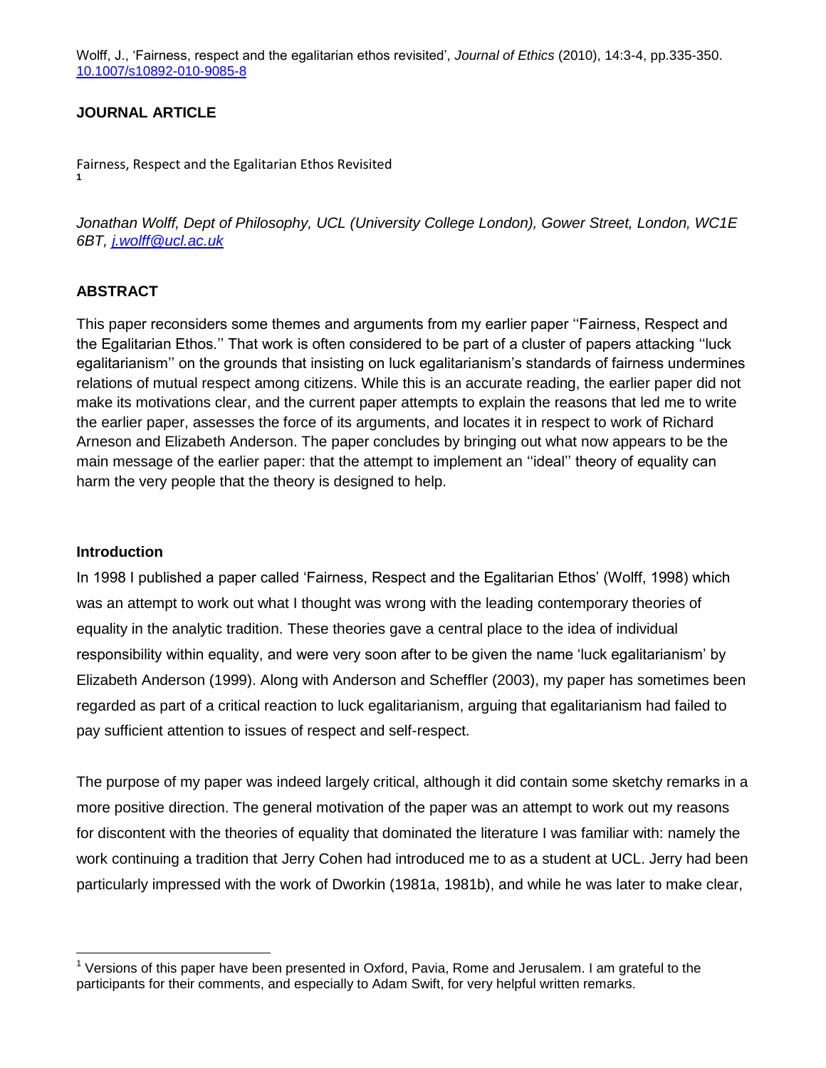Wolff, J., 'Fairness, respect and the egalitarian ethos revisited', *Journal of Ethics* (2010), 14:3-4, pp.335-350. [10.1007/s10892-010-9085-8](https://doi.org/10.1007/s10892-010-9085-8)

**JOURNAL ARTICLE**

# Fairness, Respect and the Egalitarian Ethos Revisited [1]

*Jonathan Wolff, Dept of Philosophy, UCL (University College London), Gower Street, London, WC1E 6BT, [j.wolff@ucl.ac.uk](mailto:j.wolff@ucl.ac.uk)*

## ABSTRACT

This paper reconsiders some themes and arguments from my earlier paper ''Fairness, Respect and the Egalitarian Ethos.'' That work is often considered to be part of a cluster of papers attacking ''luck egalitarianism'' on the grounds that insisting on luck egalitarianism's standards of fairness undermines relations of mutual respect among citizens. While this is an accurate reading, the earlier paper did not make its motivations clear, and the current paper attempts to explain the reasons that led me to write the earlier paper, assesses the force of its arguments, and locates it in respect to work of Richard Arneson and Elizabeth Anderson. The paper concludes by bringing out what now appears to be the main message of the earlier paper: that the attempt to implement an ''ideal'' theory of equality can harm the very people that the theory is designed to help.

### Introduction

In 1998 I published a paper called 'Fairness, Respect and the Egalitarian Ethos' (Wolff, 1998) which was an attempt to work out what I thought was wrong with the leading contemporary theories of equality in the analytic tradition. These theories gave a central place to the idea of individual responsibility within equality, and were very soon after to be given the name 'luck egalitarianism' by Elizabeth Anderson (1999). Along with Anderson and Scheffler (2003), my paper has sometimes been regarded as part of a critical reaction to luck egalitarianism, arguing that egalitarianism had failed to pay sufficient attention to issues of respect and self-respect.

The purpose of my paper was indeed largely critical, although it did contain some sketchy remarks in a more positive direction. The general motivation of the paper was an attempt to work out my reasons for discontent with the theories of equality that dominated the literature I was familiar with: namely the work continuing a tradition that Jerry Cohen had introduced me to as a student at UCL. Jerry had been particularly impressed with the work of Dworkin (1981a, 1981b), and while he was later to make clear,

[1] Versions of this paper have been presented in Oxford, Pavia, Rome and Jerusalem. I am grateful to the participants for their comments, and especially to Adam Swift, for very helpful written remarks.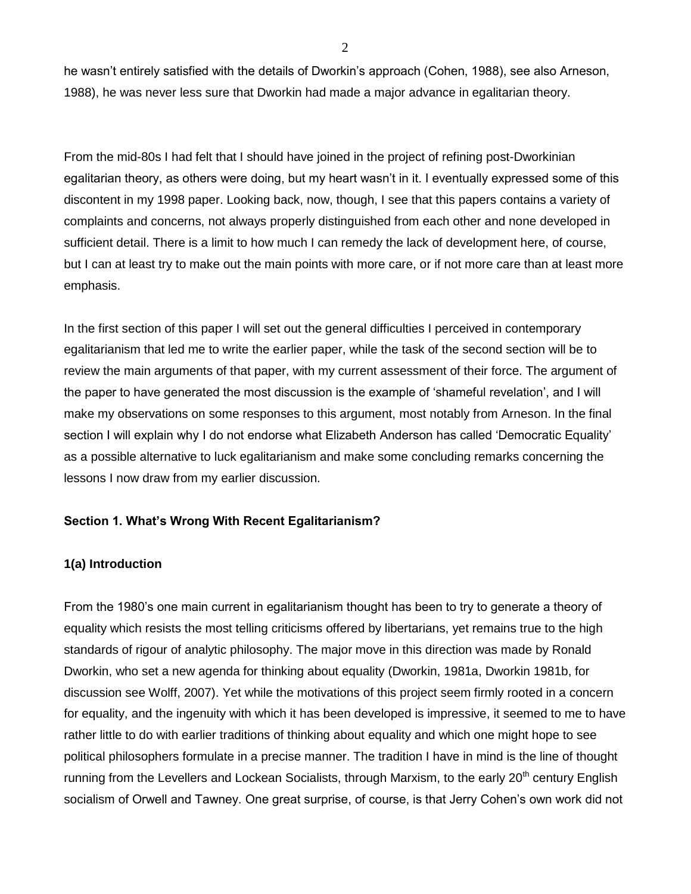he wasn't entirely satisfied with the details of Dworkin's approach (Cohen, 1988), see also Arneson, 1988), he was never less sure that Dworkin had made a major advance in egalitarian theory.

From the mid-80s I had felt that I should have joined in the project of refining post-Dworkinian egalitarian theory, as others were doing, but my heart wasn't in it. I eventually expressed some of this discontent in my 1998 paper. Looking back, now, though, I see that this papers contains a variety of complaints and concerns, not always properly distinguished from each other and none developed in sufficient detail. There is a limit to how much I can remedy the lack of development here, of course, but I can at least try to make out the main points with more care, or if not more care than at least more emphasis.

In the first section of this paper I will set out the general difficulties I perceived in contemporary egalitarianism that led me to write the earlier paper, while the task of the second section will be to review the main arguments of that paper, with my current assessment of their force. The argument of the paper to have generated the most discussion is the example of 'shameful revelation', and I will make my observations on some responses to this argument, most notably from Arneson. In the final section I will explain why I do not endorse what Elizabeth Anderson has called 'Democratic Equality' as a possible alternative to luck egalitarianism and make some concluding remarks concerning the lessons I now draw from my earlier discussion.

## Section 1. What's Wrong With Recent Egalitarianism?

### 1(a) Introduction

From the 1980's one main current in egalitarianism thought has been to try to generate a theory of equality which resists the most telling criticisms offered by libertarians, yet remains true to the high standards of rigour of analytic philosophy. The major move in this direction was made by Ronald Dworkin, who set a new agenda for thinking about equality (Dworkin, 1981a, Dworkin 1981b, for discussion see Wolff, 2007). Yet while the motivations of this project seem firmly rooted in a concern for equality, and the ingenuity with which it has been developed is impressive, it seemed to me to have rather little to do with earlier traditions of thinking about equality and which one might hope to see political philosophers formulate in a precise manner. The tradition I have in mind is the line of thought running from the Levellers and Lockean Socialists, through Marxism, to the early 20th century English socialism of Orwell and Tawney. One great surprise, of course, is that Jerry Cohen's own work did not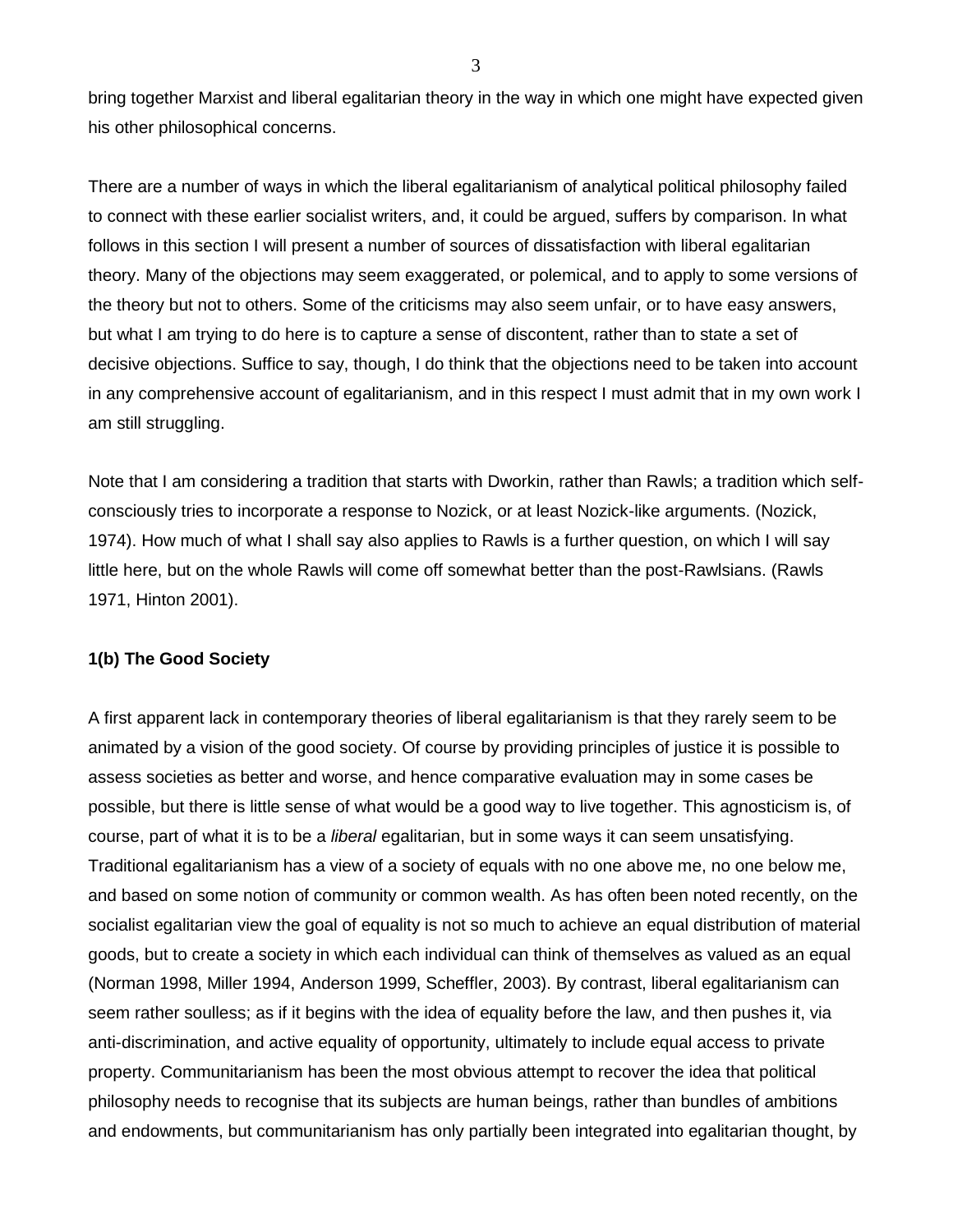bring together Marxist and liberal egalitarian theory in the way in which one might have expected given his other philosophical concerns.

There are a number of ways in which the liberal egalitarianism of analytical political philosophy failed to connect with these earlier socialist writers, and, it could be argued, suffers by comparison. In what follows in this section I will present a number of sources of dissatisfaction with liberal egalitarian theory. Many of the objections may seem exaggerated, or polemical, and to apply to some versions of the theory but not to others. Some of the criticisms may also seem unfair, or to have easy answers, but what I am trying to do here is to capture a sense of discontent, rather than to state a set of decisive objections. Suffice to say, though, I do think that the objections need to be taken into account in any comprehensive account of egalitarianism, and in this respect I must admit that in my own work I am still struggling.

Note that I am considering a tradition that starts with Dworkin, rather than Rawls; a tradition which self-consciously tries to incorporate a response to Nozick, or at least Nozick-like arguments. (Nozick, 1974). How much of what I shall say also applies to Rawls is a further question, on which I will say little here, but on the whole Rawls will come off somewhat better than the post-Rawlsians. (Rawls 1971, Hinton 2001).

### 1(b) The Good Society

A first apparent lack in contemporary theories of liberal egalitarianism is that they rarely seem to be animated by a vision of the good society. Of course by providing principles of justice it is possible to assess societies as better and worse, and hence comparative evaluation may in some cases be possible, but there is little sense of what would be a good way to live together. This agnosticism is, of course, part of what it is to be a *liberal* egalitarian, but in some ways it can seem unsatisfying. Traditional egalitarianism has a view of a society of equals with no one above me, no one below me, and based on some notion of community or common wealth. As has often been noted recently, on the socialist egalitarian view the goal of equality is not so much to achieve an equal distribution of material goods, but to create a society in which each individual can think of themselves as valued as an equal (Norman 1998, Miller 1994, Anderson 1999, Scheffler, 2003). By contrast, liberal egalitarianism can seem rather soulless; as if it begins with the idea of equality before the law, and then pushes it, via anti-discrimination, and active equality of opportunity, ultimately to include equal access to private property. Communitarianism has been the most obvious attempt to recover the idea that political philosophy needs to recognise that its subjects are human beings, rather than bundles of ambitions and endowments, but communitarianism has only partially been integrated into egalitarian thought, by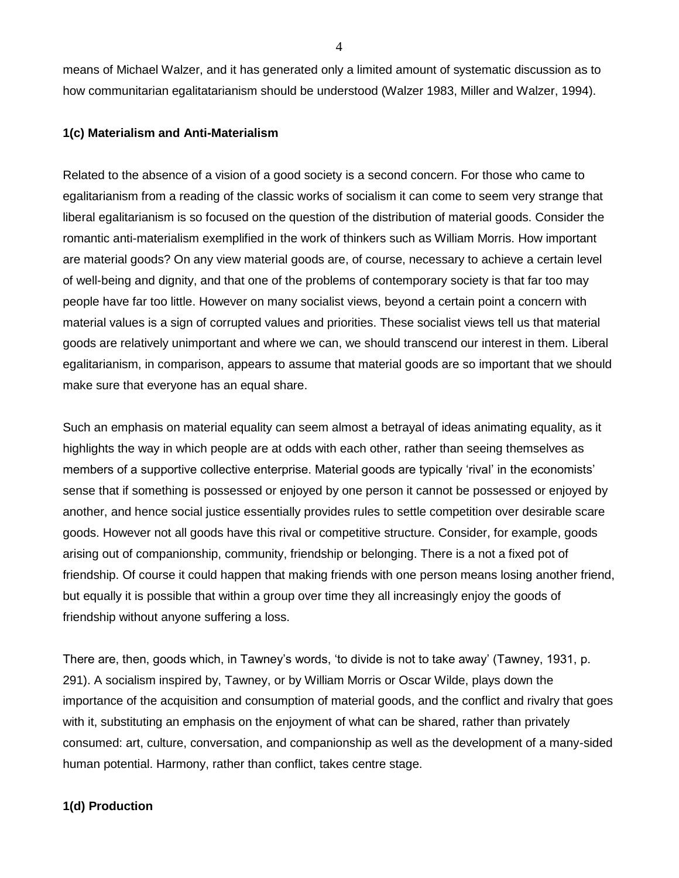means of Michael Walzer, and it has generated only a limited amount of systematic discussion as to how communitarian egalitatarianism should be understood (Walzer 1983, Miller and Walzer, 1994).

### 1(c) Materialism and Anti-Materialism

Related to the absence of a vision of a good society is a second concern. For those who came to egalitarianism from a reading of the classic works of socialism it can come to seem very strange that liberal egalitarianism is so focused on the question of the distribution of material goods. Consider the romantic anti-materialism exemplified in the work of thinkers such as William Morris. How important are material goods? On any view material goods are, of course, necessary to achieve a certain level of well-being and dignity, and that one of the problems of contemporary society is that far too may people have far too little. However on many socialist views, beyond a certain point a concern with material values is a sign of corrupted values and priorities. These socialist views tell us that material goods are relatively unimportant and where we can, we should transcend our interest in them. Liberal egalitarianism, in comparison, appears to assume that material goods are so important that we should make sure that everyone has an equal share.

Such an emphasis on material equality can seem almost a betrayal of ideas animating equality, as it highlights the way in which people are at odds with each other, rather than seeing themselves as members of a supportive collective enterprise. Material goods are typically 'rival' in the economists' sense that if something is possessed or enjoyed by one person it cannot be possessed or enjoyed by another, and hence social justice essentially provides rules to settle competition over desirable scare goods. However not all goods have this rival or competitive structure. Consider, for example, goods arising out of companionship, community, friendship or belonging. There is a not a fixed pot of friendship. Of course it could happen that making friends with one person means losing another friend, but equally it is possible that within a group over time they all increasingly enjoy the goods of friendship without anyone suffering a loss.

There are, then, goods which, in Tawney's words, 'to divide is not to take away' (Tawney, 1931, p. 291). A socialism inspired by, Tawney, or by William Morris or Oscar Wilde, plays down the importance of the acquisition and consumption of material goods, and the conflict and rivalry that goes with it, substituting an emphasis on the enjoyment of what can be shared, rather than privately consumed: art, culture, conversation, and companionship as well as the development of a many-sided human potential. Harmony, rather than conflict, takes centre stage.

### 1(d) Production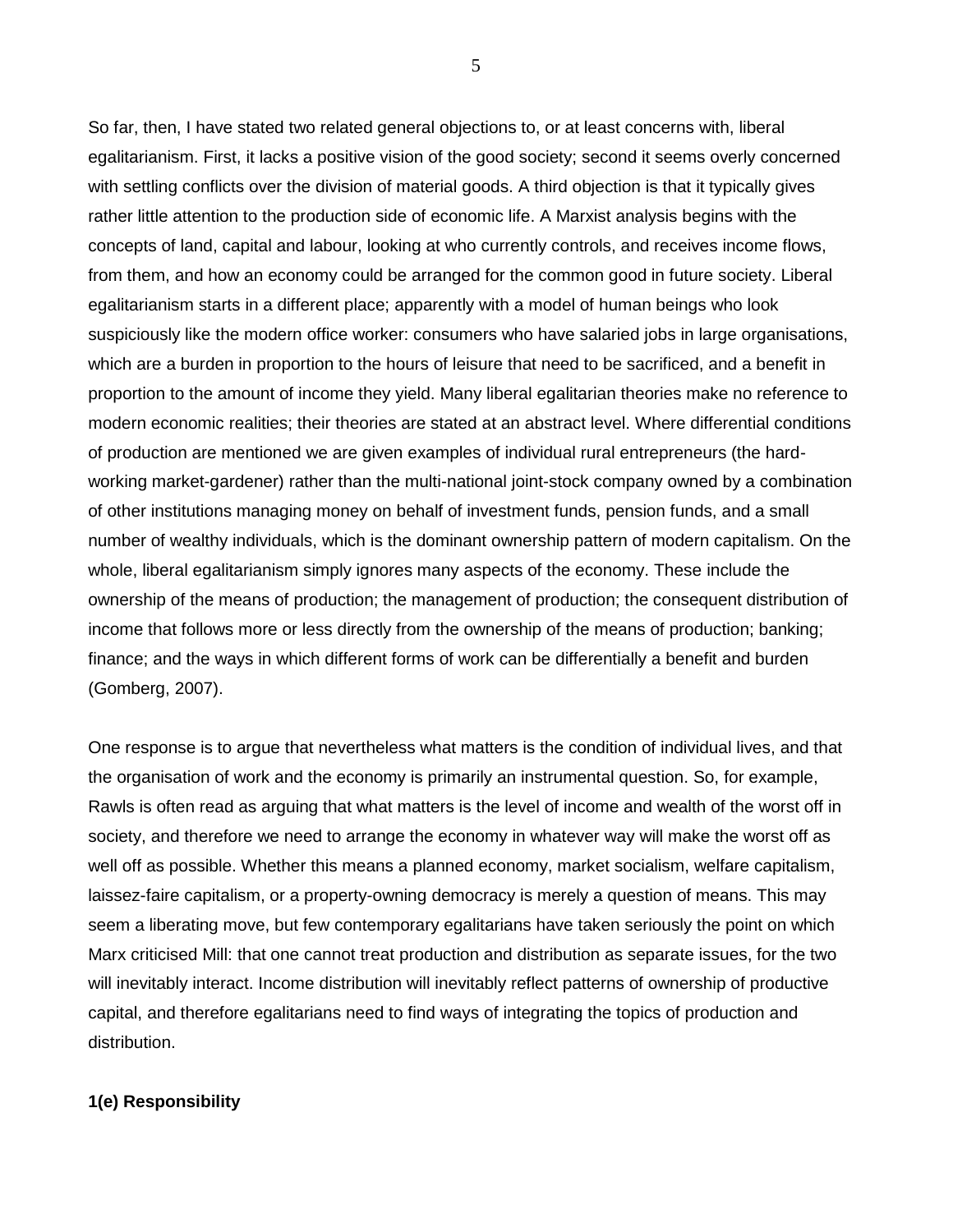So far, then, I have stated two related general objections to, or at least concerns with, liberal egalitarianism. First, it lacks a positive vision of the good society; second it seems overly concerned with settling conflicts over the division of material goods. A third objection is that it typically gives rather little attention to the production side of economic life. A Marxist analysis begins with the concepts of land, capital and labour, looking at who currently controls, and receives income flows, from them, and how an economy could be arranged for the common good in future society. Liberal egalitarianism starts in a different place; apparently with a model of human beings who look suspiciously like the modern office worker: consumers who have salaried jobs in large organisations, which are a burden in proportion to the hours of leisure that need to be sacrificed, and a benefit in proportion to the amount of income they yield. Many liberal egalitarian theories make no reference to modern economic realities; their theories are stated at an abstract level. Where differential conditions of production are mentioned we are given examples of individual rural entrepreneurs (the hard-working market-gardener) rather than the multi-national joint-stock company owned by a combination of other institutions managing money on behalf of investment funds, pension funds, and a small number of wealthy individuals, which is the dominant ownership pattern of modern capitalism. On the whole, liberal egalitarianism simply ignores many aspects of the economy. These include the ownership of the means of production; the management of production; the consequent distribution of income that follows more or less directly from the ownership of the means of production; banking; finance; and the ways in which different forms of work can be differentially a benefit and burden (Gomberg, 2007).

One response is to argue that nevertheless what matters is the condition of individual lives, and that the organisation of work and the economy is primarily an instrumental question. So, for example, Rawls is often read as arguing that what matters is the level of income and wealth of the worst off in society, and therefore we need to arrange the economy in whatever way will make the worst off as well off as possible. Whether this means a planned economy, market socialism, welfare capitalism, laissez-faire capitalism, or a property-owning democracy is merely a question of means. This may seem a liberating move, but few contemporary egalitarians have taken seriously the point on which Marx criticised Mill: that one cannot treat production and distribution as separate issues, for the two will inevitably interact. Income distribution will inevitably reflect patterns of ownership of productive capital, and therefore egalitarians need to find ways of integrating the topics of production and distribution.

### 1(e) Responsibility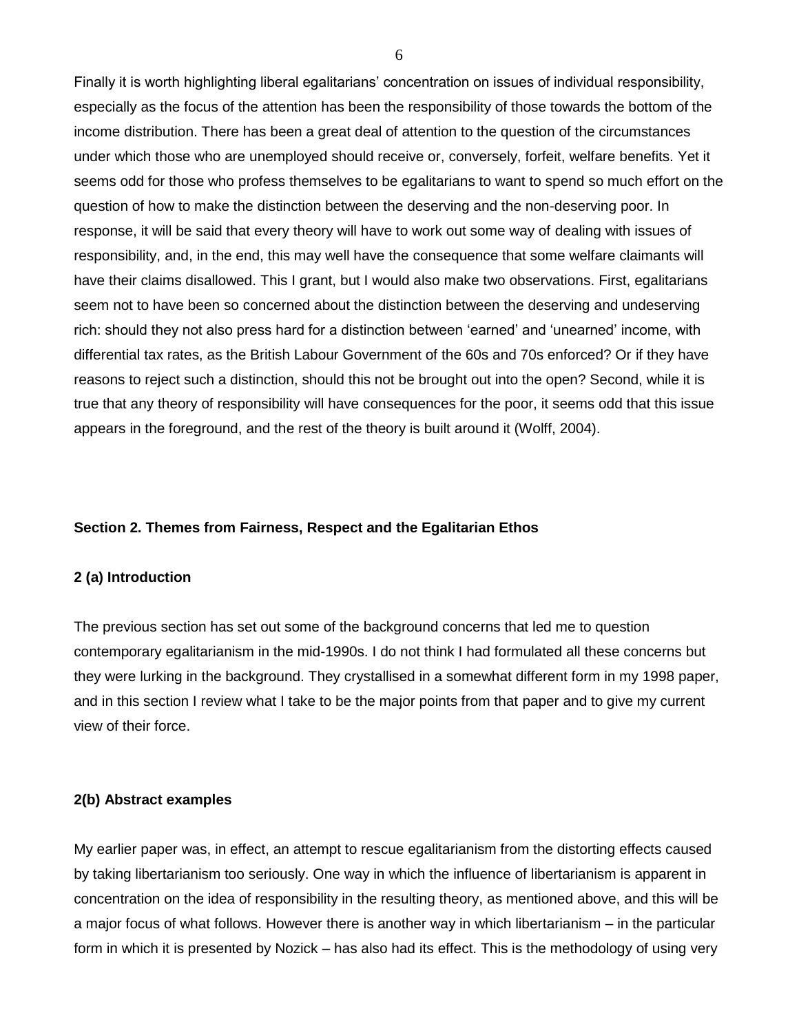Finally it is worth highlighting liberal egalitarians' concentration on issues of individual responsibility, especially as the focus of the attention has been the responsibility of those towards the bottom of the income distribution. There has been a great deal of attention to the question of the circumstances under which those who are unemployed should receive or, conversely, forfeit, welfare benefits. Yet it seems odd for those who profess themselves to be egalitarians to want to spend so much effort on the question of how to make the distinction between the deserving and the non-deserving poor. In response, it will be said that every theory will have to work out some way of dealing with issues of responsibility, and, in the end, this may well have the consequence that some welfare claimants will have their claims disallowed. This I grant, but I would also make two observations. First, egalitarians seem not to have been so concerned about the distinction between the deserving and undeserving rich: should they not also press hard for a distinction between 'earned' and 'unearned' income, with differential tax rates, as the British Labour Government of the 60s and 70s enforced? Or if they have reasons to reject such a distinction, should this not be brought out into the open? Second, while it is true that any theory of responsibility will have consequences for the poor, it seems odd that this issue appears in the foreground, and the rest of the theory is built around it (Wolff, 2004).

## Section 2. Themes from Fairness, Respect and the Egalitarian Ethos

### 2 (a) Introduction

The previous section has set out some of the background concerns that led me to question contemporary egalitarianism in the mid-1990s. I do not think I had formulated all these concerns but they were lurking in the background. They crystallised in a somewhat different form in my 1998 paper, and in this section I review what I take to be the major points from that paper and to give my current view of their force.

### 2(b) Abstract examples

My earlier paper was, in effect, an attempt to rescue egalitarianism from the distorting effects caused by taking libertarianism too seriously. One way in which the influence of libertarianism is apparent in concentration on the idea of responsibility in the resulting theory, as mentioned above, and this will be a major focus of what follows. However there is another way in which libertarianism – in the particular form in which it is presented by Nozick – has also had its effect. This is the methodology of using very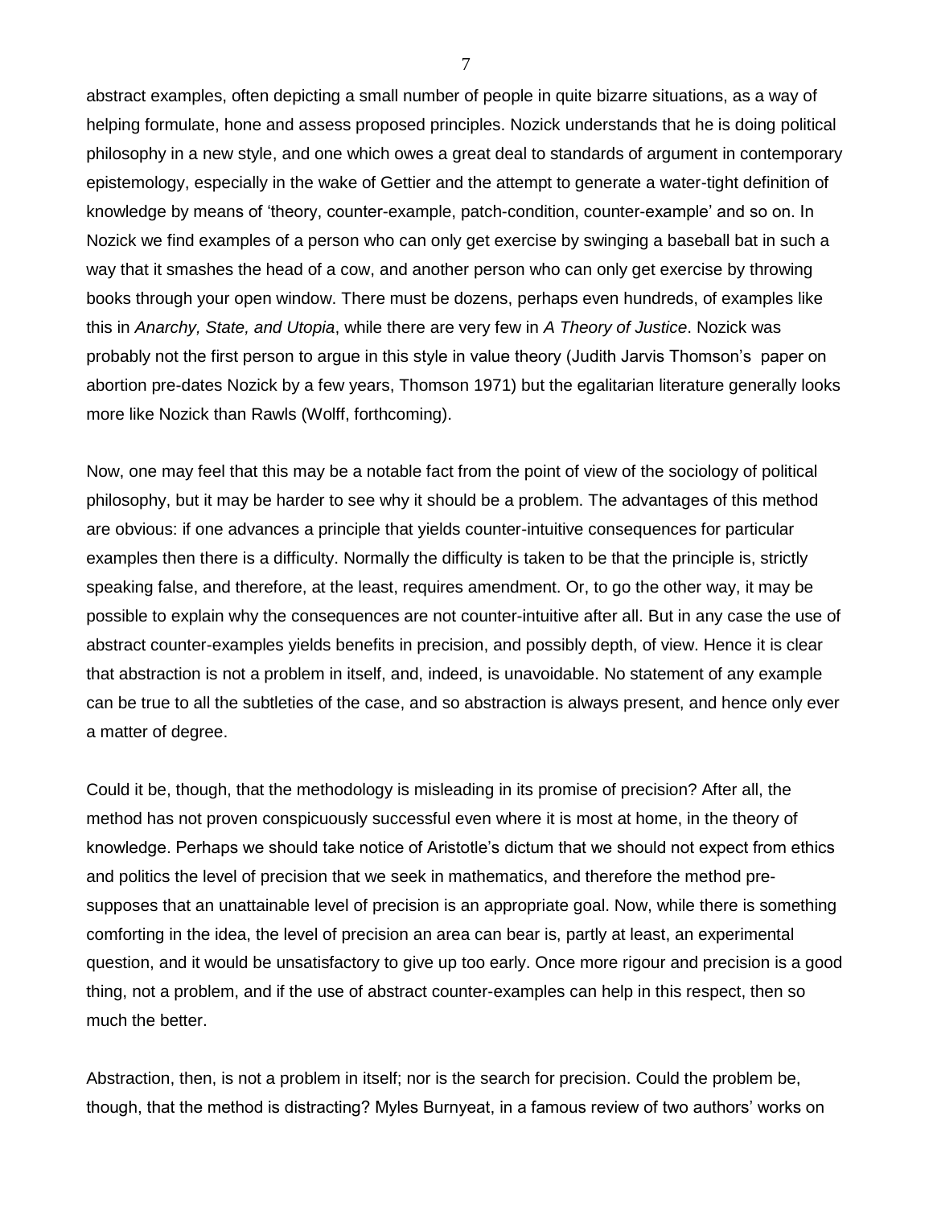abstract examples, often depicting a small number of people in quite bizarre situations, as a way of helping formulate, hone and assess proposed principles. Nozick understands that he is doing political philosophy in a new style, and one which owes a great deal to standards of argument in contemporary epistemology, especially in the wake of Gettier and the attempt to generate a water-tight definition of knowledge by means of 'theory, counter-example, patch-condition, counter-example' and so on. In Nozick we find examples of a person who can only get exercise by swinging a baseball bat in such a way that it smashes the head of a cow, and another person who can only get exercise by throwing books through your open window. There must be dozens, perhaps even hundreds, of examples like this in *Anarchy, State, and Utopia*, while there are very few in *A Theory of Justice*. Nozick was probably not the first person to argue in this style in value theory (Judith Jarvis Thomson's paper on abortion pre-dates Nozick by a few years, Thomson 1971) but the egalitarian literature generally looks more like Nozick than Rawls (Wolff, forthcoming).

Now, one may feel that this may be a notable fact from the point of view of the sociology of political philosophy, but it may be harder to see why it should be a problem. The advantages of this method are obvious: if one advances a principle that yields counter-intuitive consequences for particular examples then there is a difficulty. Normally the difficulty is taken to be that the principle is, strictly speaking false, and therefore, at the least, requires amendment. Or, to go the other way, it may be possible to explain why the consequences are not counter-intuitive after all. But in any case the use of abstract counter-examples yields benefits in precision, and possibly depth, of view. Hence it is clear that abstraction is not a problem in itself, and, indeed, is unavoidable. No statement of any example can be true to all the subtleties of the case, and so abstraction is always present, and hence only ever a matter of degree.

Could it be, though, that the methodology is misleading in its promise of precision? After all, the method has not proven conspicuously successful even where it is most at home, in the theory of knowledge. Perhaps we should take notice of Aristotle's dictum that we should not expect from ethics and politics the level of precision that we seek in mathematics, and therefore the method pre-supposes that an unattainable level of precision is an appropriate goal. Now, while there is something comforting in the idea, the level of precision an area can bear is, partly at least, an experimental question, and it would be unsatisfactory to give up too early. Once more rigour and precision is a good thing, not a problem, and if the use of abstract counter-examples can help in this respect, then so much the better.

Abstraction, then, is not a problem in itself; nor is the search for precision. Could the problem be, though, that the method is distracting? Myles Burnyeat, in a famous review of two authors' works on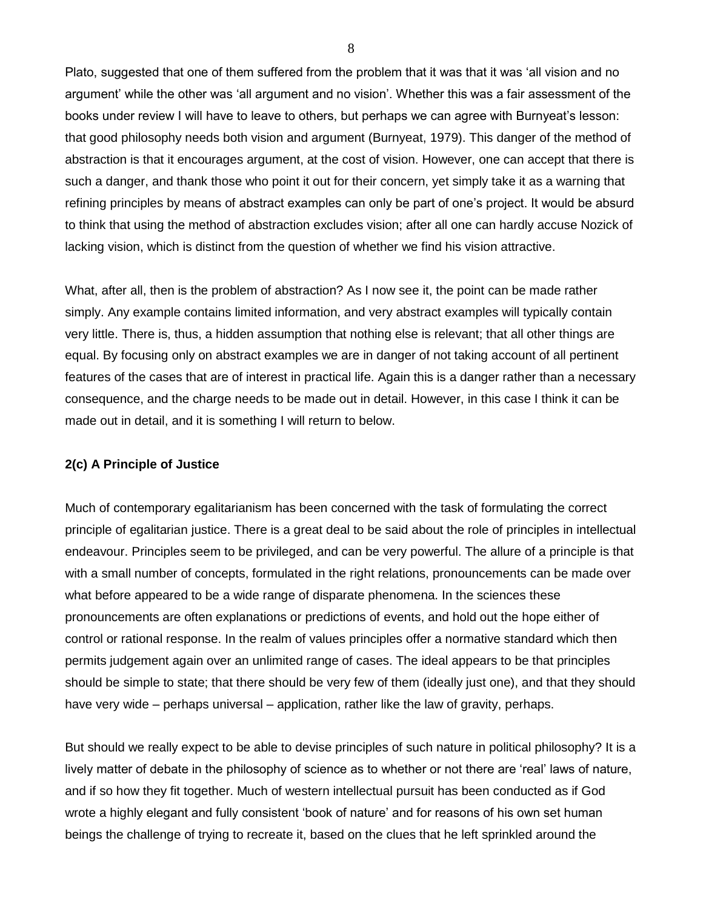Plato, suggested that one of them suffered from the problem that it was that it was 'all vision and no argument' while the other was 'all argument and no vision'. Whether this was a fair assessment of the books under review I will have to leave to others, but perhaps we can agree with Burnyeat's lesson: that good philosophy needs both vision and argument (Burnyeat, 1979). This danger of the method of abstraction is that it encourages argument, at the cost of vision. However, one can accept that there is such a danger, and thank those who point it out for their concern, yet simply take it as a warning that refining principles by means of abstract examples can only be part of one's project. It would be absurd to think that using the method of abstraction excludes vision; after all one can hardly accuse Nozick of lacking vision, which is distinct from the question of whether we find his vision attractive.

What, after all, then is the problem of abstraction? As I now see it, the point can be made rather simply. Any example contains limited information, and very abstract examples will typically contain very little. There is, thus, a hidden assumption that nothing else is relevant; that all other things are equal. By focusing only on abstract examples we are in danger of not taking account of all pertinent features of the cases that are of interest in practical life. Again this is a danger rather than a necessary consequence, and the charge needs to be made out in detail. However, in this case I think it can be made out in detail, and it is something I will return to below.

### 2(c) A Principle of Justice

Much of contemporary egalitarianism has been concerned with the task of formulating the correct principle of egalitarian justice. There is a great deal to be said about the role of principles in intellectual endeavour. Principles seem to be privileged, and can be very powerful. The allure of a principle is that with a small number of concepts, formulated in the right relations, pronouncements can be made over what before appeared to be a wide range of disparate phenomena. In the sciences these pronouncements are often explanations or predictions of events, and hold out the hope either of control or rational response. In the realm of values principles offer a normative standard which then permits judgement again over an unlimited range of cases. The ideal appears to be that principles should be simple to state; that there should be very few of them (ideally just one), and that they should have very wide – perhaps universal – application, rather like the law of gravity, perhaps.

But should we really expect to be able to devise principles of such nature in political philosophy? It is a lively matter of debate in the philosophy of science as to whether or not there are 'real' laws of nature, and if so how they fit together. Much of western intellectual pursuit has been conducted as if God wrote a highly elegant and fully consistent 'book of nature' and for reasons of his own set human beings the challenge of trying to recreate it, based on the clues that he left sprinkled around the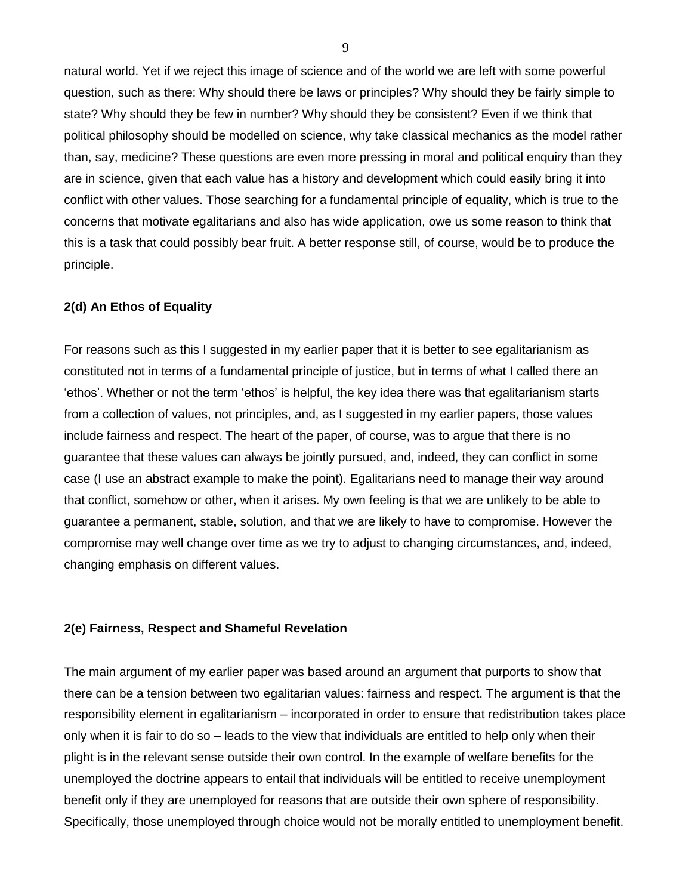natural world. Yet if we reject this image of science and of the world we are left with some powerful question, such as there: Why should there be laws or principles? Why should they be fairly simple to state? Why should they be few in number? Why should they be consistent? Even if we think that political philosophy should be modelled on science, why take classical mechanics as the model rather than, say, medicine? These questions are even more pressing in moral and political enquiry than they are in science, given that each value has a history and development which could easily bring it into conflict with other values. Those searching for a fundamental principle of equality, which is true to the concerns that motivate egalitarians and also has wide application, owe us some reason to think that this is a task that could possibly bear fruit. A better response still, of course, would be to produce the principle.

### 2(d) An Ethos of Equality

For reasons such as this I suggested in my earlier paper that it is better to see egalitarianism as constituted not in terms of a fundamental principle of justice, but in terms of what I called there an 'ethos'. Whether or not the term 'ethos' is helpful, the key idea there was that egalitarianism starts from a collection of values, not principles, and, as I suggested in my earlier papers, those values include fairness and respect. The heart of the paper, of course, was to argue that there is no guarantee that these values can always be jointly pursued, and, indeed, they can conflict in some case (I use an abstract example to make the point). Egalitarians need to manage their way around that conflict, somehow or other, when it arises. My own feeling is that we are unlikely to be able to guarantee a permanent, stable, solution, and that we are likely to have to compromise. However the compromise may well change over time as we try to adjust to changing circumstances, and, indeed, changing emphasis on different values.

### 2(e) Fairness, Respect and Shameful Revelation

The main argument of my earlier paper was based around an argument that purports to show that there can be a tension between two egalitarian values: fairness and respect. The argument is that the responsibility element in egalitarianism – incorporated in order to ensure that redistribution takes place only when it is fair to do so – leads to the view that individuals are entitled to help only when their plight is in the relevant sense outside their own control. In the example of welfare benefits for the unemployed the doctrine appears to entail that individuals will be entitled to receive unemployment benefit only if they are unemployed for reasons that are outside their own sphere of responsibility. Specifically, those unemployed through choice would not be morally entitled to unemployment benefit.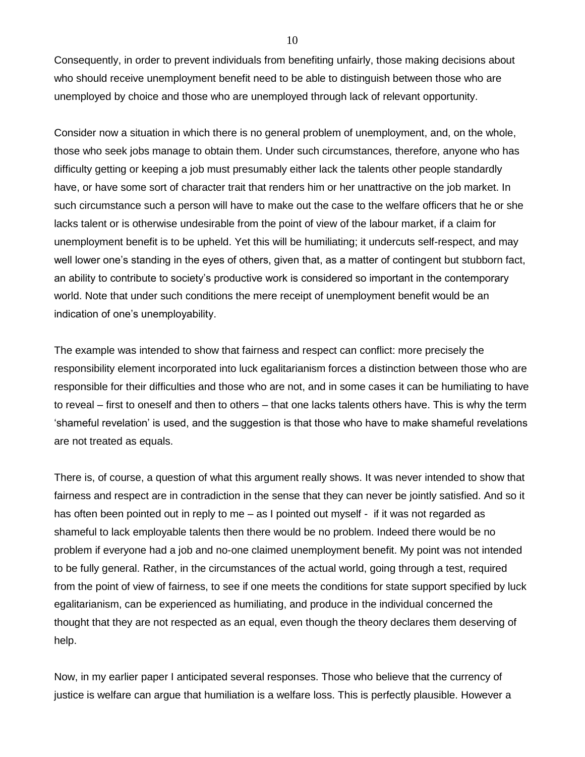Consequently, in order to prevent individuals from benefiting unfairly, those making decisions about who should receive unemployment benefit need to be able to distinguish between those who are unemployed by choice and those who are unemployed through lack of relevant opportunity.

Consider now a situation in which there is no general problem of unemployment, and, on the whole, those who seek jobs manage to obtain them. Under such circumstances, therefore, anyone who has difficulty getting or keeping a job must presumably either lack the talents other people standardly have, or have some sort of character trait that renders him or her unattractive on the job market. In such circumstance such a person will have to make out the case to the welfare officers that he or she lacks talent or is otherwise undesirable from the point of view of the labour market, if a claim for unemployment benefit is to be upheld. Yet this will be humiliating; it undercuts self-respect, and may well lower one's standing in the eyes of others, given that, as a matter of contingent but stubborn fact, an ability to contribute to society's productive work is considered so important in the contemporary world. Note that under such conditions the mere receipt of unemployment benefit would be an indication of one's unemployability.

The example was intended to show that fairness and respect can conflict: more precisely the responsibility element incorporated into luck egalitarianism forces a distinction between those who are responsible for their difficulties and those who are not, and in some cases it can be humiliating to have to reveal – first to oneself and then to others – that one lacks talents others have. This is why the term 'shameful revelation' is used, and the suggestion is that those who have to make shameful revelations are not treated as equals.

There is, of course, a question of what this argument really shows. It was never intended to show that fairness and respect are in contradiction in the sense that they can never be jointly satisfied. And so it has often been pointed out in reply to me – as I pointed out myself - if it was not regarded as shameful to lack employable talents then there would be no problem. Indeed there would be no problem if everyone had a job and no-one claimed unemployment benefit. My point was not intended to be fully general. Rather, in the circumstances of the actual world, going through a test, required from the point of view of fairness, to see if one meets the conditions for state support specified by luck egalitarianism, can be experienced as humiliating, and produce in the individual concerned the thought that they are not respected as an equal, even though the theory declares them deserving of help.

Now, in my earlier paper I anticipated several responses. Those who believe that the currency of justice is welfare can argue that humiliation is a welfare loss. This is perfectly plausible. However a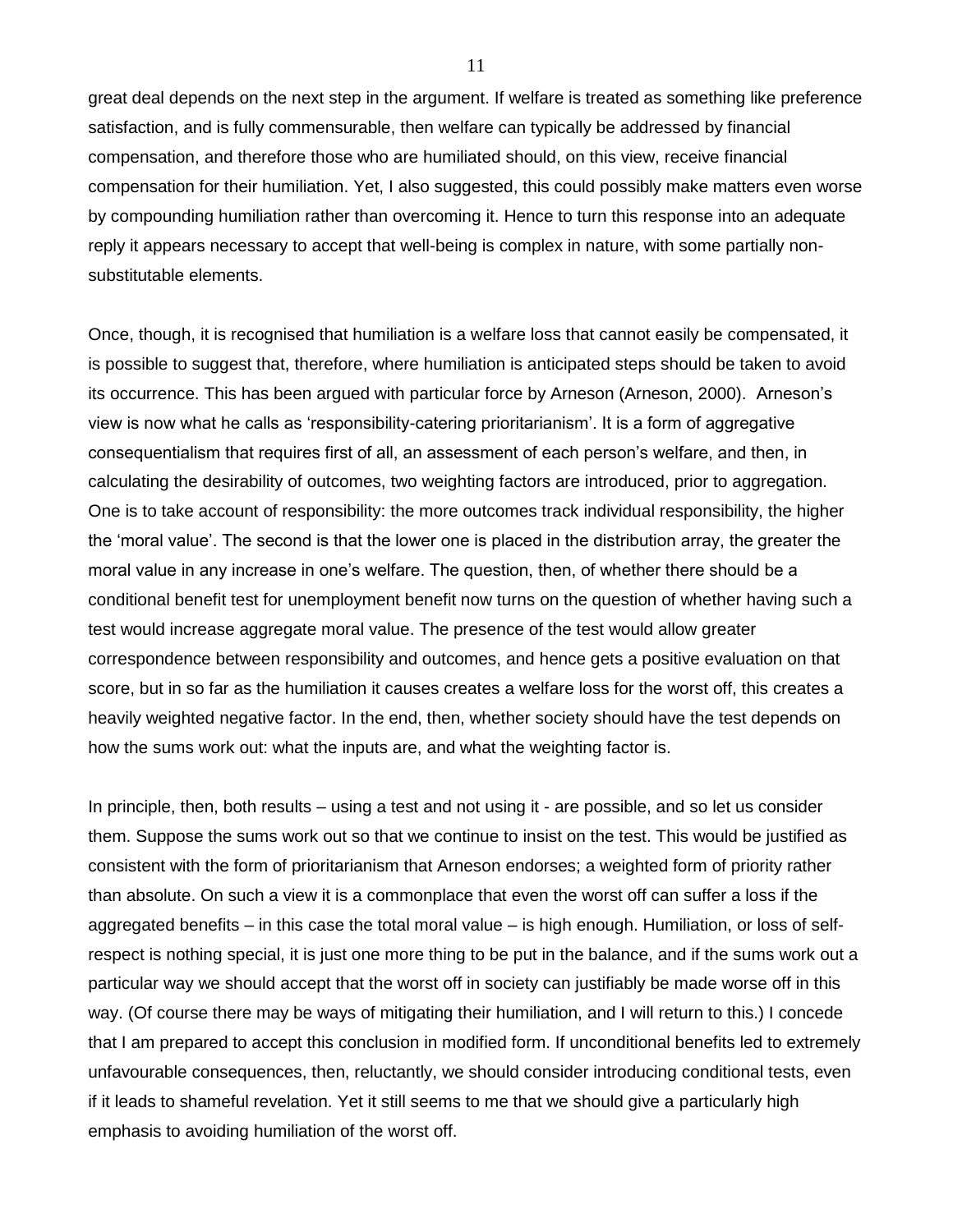great deal depends on the next step in the argument. If welfare is treated as something like preference satisfaction, and is fully commensurable, then welfare can typically be addressed by financial compensation, and therefore those who are humiliated should, on this view, receive financial compensation for their humiliation. Yet, I also suggested, this could possibly make matters even worse by compounding humiliation rather than overcoming it. Hence to turn this response into an adequate reply it appears necessary to accept that well-being is complex in nature, with some partially non-substitutable elements.

Once, though, it is recognised that humiliation is a welfare loss that cannot easily be compensated, it is possible to suggest that, therefore, where humiliation is anticipated steps should be taken to avoid its occurrence. This has been argued with particular force by Arneson (Arneson, 2000). Arneson's view is now what he calls as 'responsibility-catering prioritarianism'. It is a form of aggregative consequentialism that requires first of all, an assessment of each person's welfare, and then, in calculating the desirability of outcomes, two weighting factors are introduced, prior to aggregation. One is to take account of responsibility: the more outcomes track individual responsibility, the higher the 'moral value'. The second is that the lower one is placed in the distribution array, the greater the moral value in any increase in one's welfare. The question, then, of whether there should be a conditional benefit test for unemployment benefit now turns on the question of whether having such a test would increase aggregate moral value. The presence of the test would allow greater correspondence between responsibility and outcomes, and hence gets a positive evaluation on that score, but in so far as the humiliation it causes creates a welfare loss for the worst off, this creates a heavily weighted negative factor. In the end, then, whether society should have the test depends on how the sums work out: what the inputs are, and what the weighting factor is.

In principle, then, both results – using a test and not using it - are possible, and so let us consider them. Suppose the sums work out so that we continue to insist on the test. This would be justified as consistent with the form of prioritarianism that Arneson endorses; a weighted form of priority rather than absolute. On such a view it is a commonplace that even the worst off can suffer a loss if the aggregated benefits – in this case the total moral value – is high enough. Humiliation, or loss of self-respect is nothing special, it is just one more thing to be put in the balance, and if the sums work out a particular way we should accept that the worst off in society can justifiably be made worse off in this way. (Of course there may be ways of mitigating their humiliation, and I will return to this.) I concede that I am prepared to accept this conclusion in modified form. If unconditional benefits led to extremely unfavourable consequences, then, reluctantly, we should consider introducing conditional tests, even if it leads to shameful revelation. Yet it still seems to me that we should give a particularly high emphasis to avoiding humiliation of the worst off.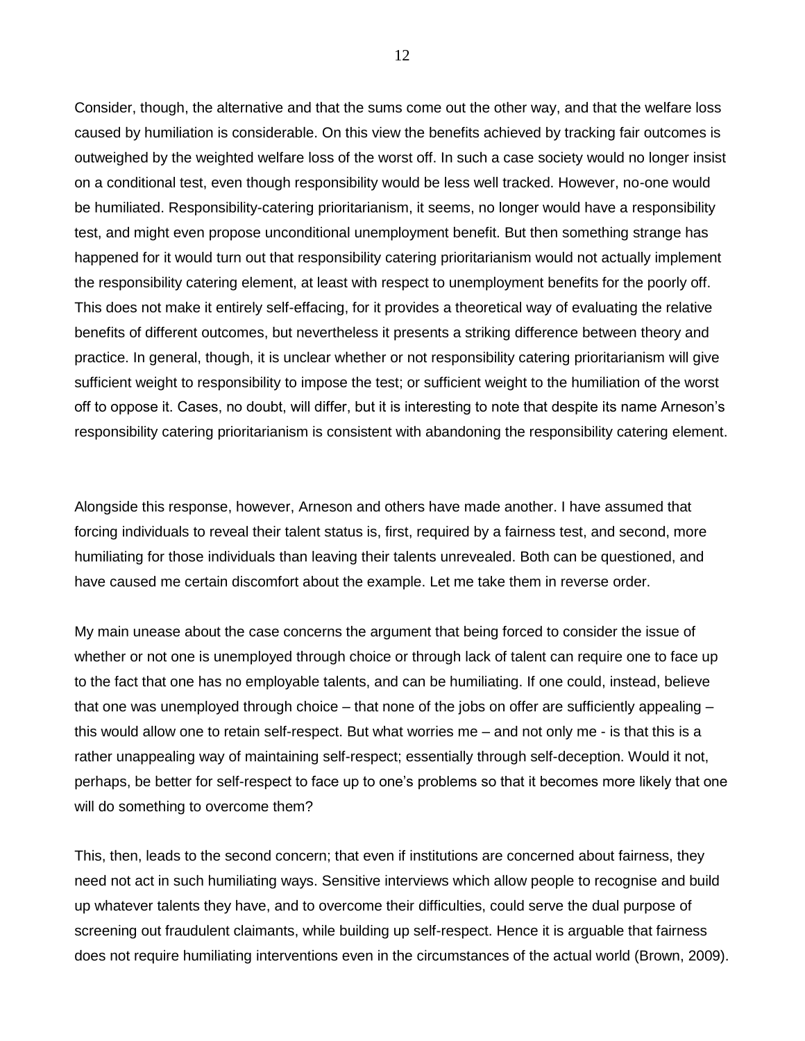Consider, though, the alternative and that the sums come out the other way, and that the welfare loss caused by humiliation is considerable. On this view the benefits achieved by tracking fair outcomes is outweighed by the weighted welfare loss of the worst off. In such a case society would no longer insist on a conditional test, even though responsibility would be less well tracked. However, no-one would be humiliated. Responsibility-catering prioritarianism, it seems, no longer would have a responsibility test, and might even propose unconditional unemployment benefit. But then something strange has happened for it would turn out that responsibility catering prioritarianism would not actually implement the responsibility catering element, at least with respect to unemployment benefits for the poorly off. This does not make it entirely self-effacing, for it provides a theoretical way of evaluating the relative benefits of different outcomes, but nevertheless it presents a striking difference between theory and practice. In general, though, it is unclear whether or not responsibility catering prioritarianism will give sufficient weight to responsibility to impose the test; or sufficient weight to the humiliation of the worst off to oppose it. Cases, no doubt, will differ, but it is interesting to note that despite its name Arneson's responsibility catering prioritarianism is consistent with abandoning the responsibility catering element.

Alongside this response, however, Arneson and others have made another. I have assumed that forcing individuals to reveal their talent status is, first, required by a fairness test, and second, more humiliating for those individuals than leaving their talents unrevealed. Both can be questioned, and have caused me certain discomfort about the example. Let me take them in reverse order.

My main unease about the case concerns the argument that being forced to consider the issue of whether or not one is unemployed through choice or through lack of talent can require one to face up to the fact that one has no employable talents, and can be humiliating. If one could, instead, believe that one was unemployed through choice – that none of the jobs on offer are sufficiently appealing – this would allow one to retain self-respect. But what worries me – and not only me - is that this is a rather unappealing way of maintaining self-respect; essentially through self-deception. Would it not, perhaps, be better for self-respect to face up to one's problems so that it becomes more likely that one will do something to overcome them?

This, then, leads to the second concern; that even if institutions are concerned about fairness, they need not act in such humiliating ways. Sensitive interviews which allow people to recognise and build up whatever talents they have, and to overcome their difficulties, could serve the dual purpose of screening out fraudulent claimants, while building up self-respect. Hence it is arguable that fairness does not require humiliating interventions even in the circumstances of the actual world (Brown, 2009).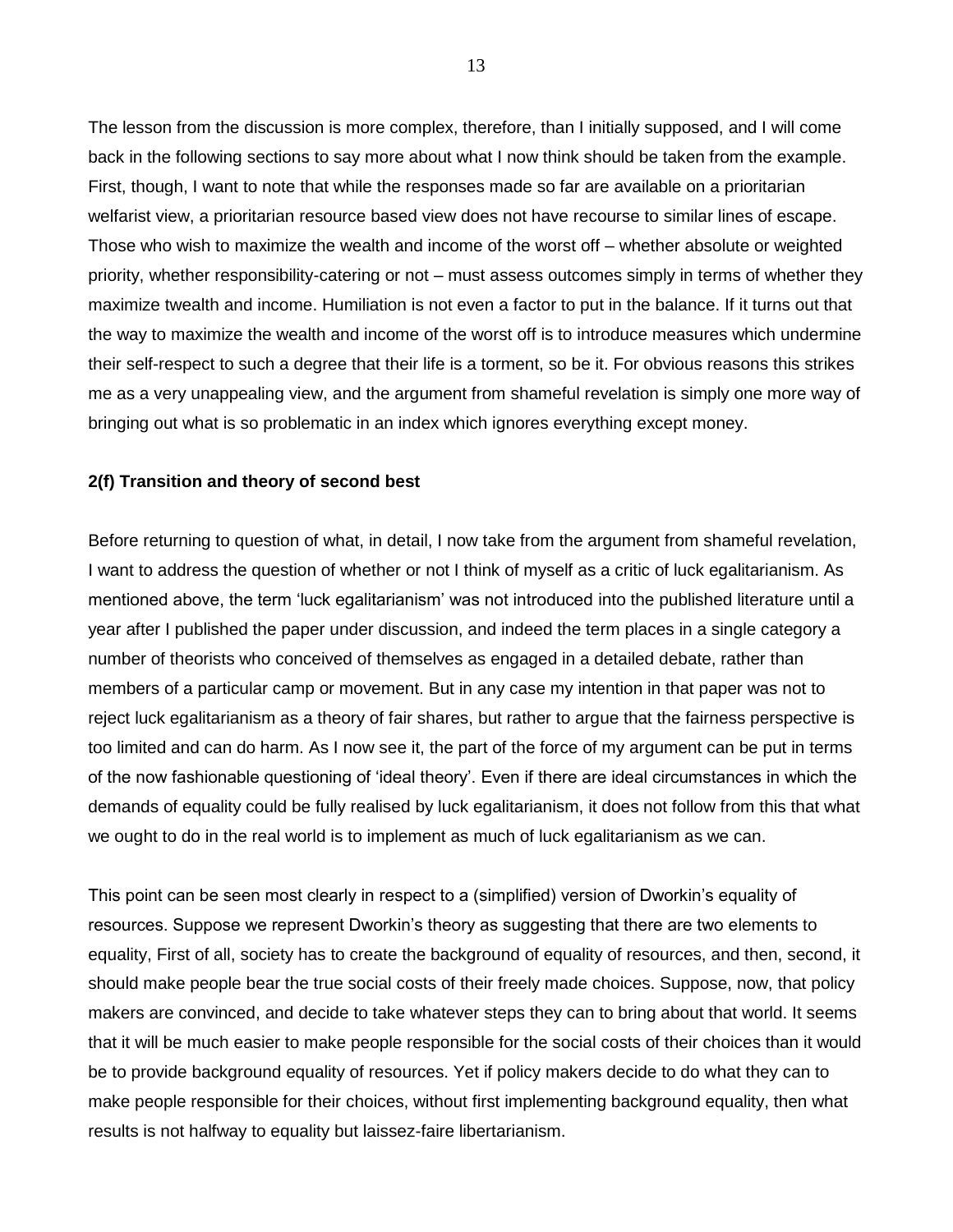The lesson from the discussion is more complex, therefore, than I initially supposed, and I will come back in the following sections to say more about what I now think should be taken from the example. First, though, I want to note that while the responses made so far are available on a prioritarian welfarist view, a prioritarian resource based view does not have recourse to similar lines of escape. Those who wish to maximize the wealth and income of the worst off – whether absolute or weighted priority, whether responsibility-catering or not – must assess outcomes simply in terms of whether they maximize twealth and income. Humiliation is not even a factor to put in the balance. If it turns out that the way to maximize the wealth and income of the worst off is to introduce measures which undermine their self-respect to such a degree that their life is a torment, so be it. For obvious reasons this strikes me as a very unappealing view, and the argument from shameful revelation is simply one more way of bringing out what is so problematic in an index which ignores everything except money.

**2(f) Transition and theory of second best**

Before returning to question of what, in detail, I now take from the argument from shameful revelation, I want to address the question of whether or not I think of myself as a critic of luck egalitarianism. As mentioned above, the term 'luck egalitarianism' was not introduced into the published literature until a year after I published the paper under discussion, and indeed the term places in a single category a number of theorists who conceived of themselves as engaged in a detailed debate, rather than members of a particular camp or movement. But in any case my intention in that paper was not to reject luck egalitarianism as a theory of fair shares, but rather to argue that the fairness perspective is too limited and can do harm. As I now see it, the part of the force of my argument can be put in terms of the now fashionable questioning of 'ideal theory'. Even if there are ideal circumstances in which the demands of equality could be fully realised by luck egalitarianism, it does not follow from this that what we ought to do in the real world is to implement as much of luck egalitarianism as we can.

This point can be seen most clearly in respect to a (simplified) version of Dworkin's equality of resources. Suppose we represent Dworkin's theory as suggesting that there are two elements to equality, First of all, society has to create the background of equality of resources, and then, second, it should make people bear the true social costs of their freely made choices. Suppose, now, that policy makers are convinced, and decide to take whatever steps they can to bring about that world. It seems that it will be much easier to make people responsible for the social costs of their choices than it would be to provide background equality of resources. Yet if policy makers decide to do what they can to make people responsible for their choices, without first implementing background equality, then what results is not halfway to equality but laissez-faire libertarianism.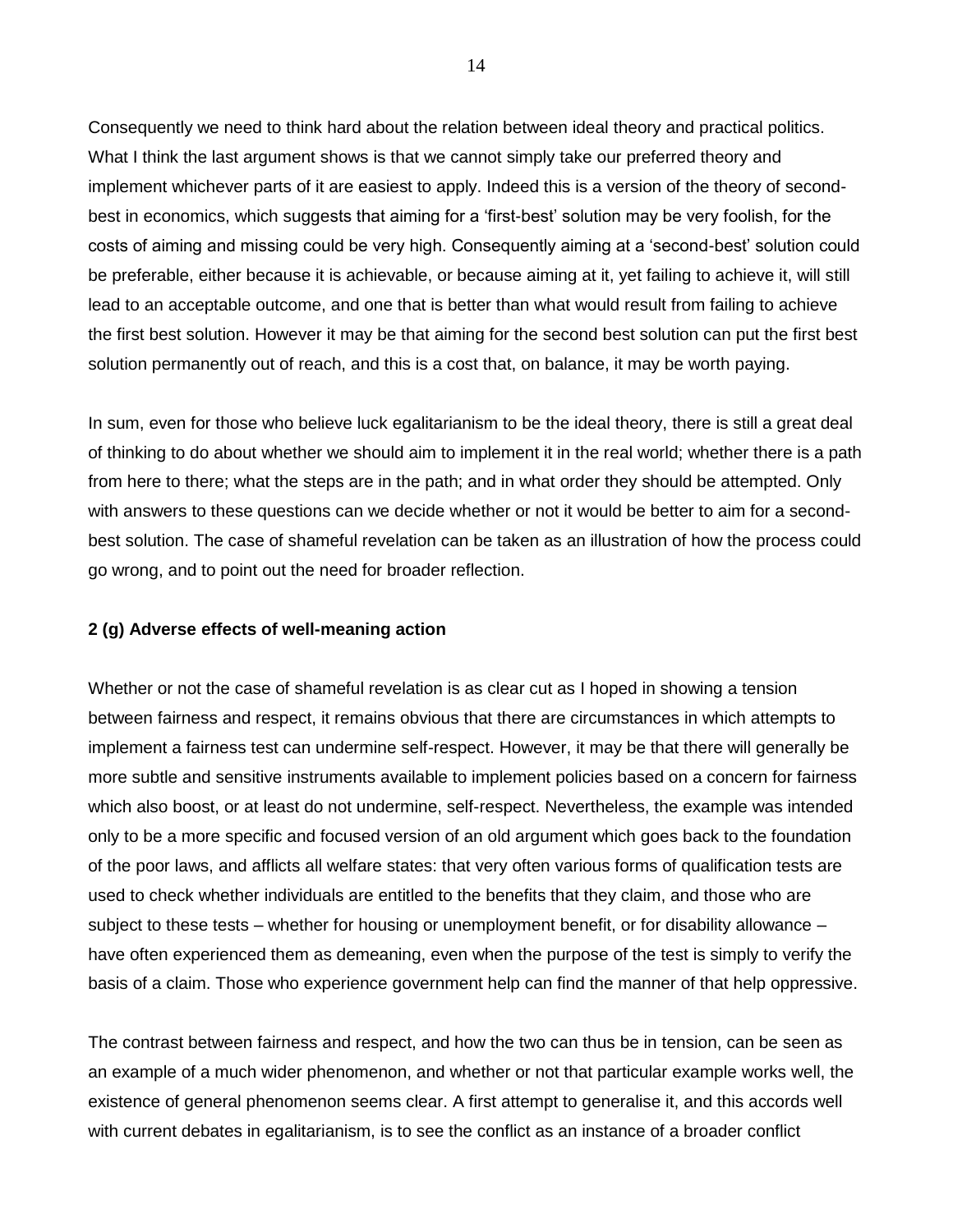Consequently we need to think hard about the relation between ideal theory and practical politics. What I think the last argument shows is that we cannot simply take our preferred theory and implement whichever parts of it are easiest to apply. Indeed this is a version of the theory of second-best in economics, which suggests that aiming for a 'first-best' solution may be very foolish, for the costs of aiming and missing could be very high. Consequently aiming at a 'second-best' solution could be preferable, either because it is achievable, or because aiming at it, yet failing to achieve it, will still lead to an acceptable outcome, and one that is better than what would result from failing to achieve the first best solution. However it may be that aiming for the second best solution can put the first best solution permanently out of reach, and this is a cost that, on balance, it may be worth paying.

In sum, even for those who believe luck egalitarianism to be the ideal theory, there is still a great deal of thinking to do about whether we should aim to implement it in the real world; whether there is a path from here to there; what the steps are in the path; and in what order they should be attempted. Only with answers to these questions can we decide whether or not it would be better to aim for a second-best solution. The case of shameful revelation can be taken as an illustration of how the process could go wrong, and to point out the need for broader reflection.

### 2 (g) Adverse effects of well-meaning action

Whether or not the case of shameful revelation is as clear cut as I hoped in showing a tension between fairness and respect, it remains obvious that there are circumstances in which attempts to implement a fairness test can undermine self-respect. However, it may be that there will generally be more subtle and sensitive instruments available to implement policies based on a concern for fairness which also boost, or at least do not undermine, self-respect. Nevertheless, the example was intended only to be a more specific and focused version of an old argument which goes back to the foundation of the poor laws, and afflicts all welfare states: that very often various forms of qualification tests are used to check whether individuals are entitled to the benefits that they claim, and those who are subject to these tests – whether for housing or unemployment benefit, or for disability allowance – have often experienced them as demeaning, even when the purpose of the test is simply to verify the basis of a claim. Those who experience government help can find the manner of that help oppressive.

The contrast between fairness and respect, and how the two can thus be in tension, can be seen as an example of a much wider phenomenon, and whether or not that particular example works well, the existence of general phenomenon seems clear. A first attempt to generalise it, and this accords well with current debates in egalitarianism, is to see the conflict as an instance of a broader conflict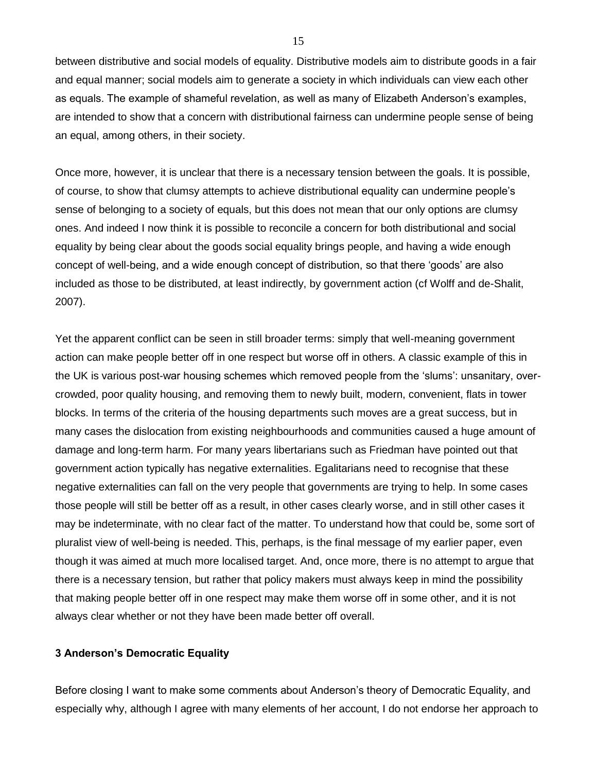between distributive and social models of equality. Distributive models aim to distribute goods in a fair and equal manner; social models aim to generate a society in which individuals can view each other as equals. The example of shameful revelation, as well as many of Elizabeth Anderson's examples, are intended to show that a concern with distributional fairness can undermine people sense of being an equal, among others, in their society.

Once more, however, it is unclear that there is a necessary tension between the goals. It is possible, of course, to show that clumsy attempts to achieve distributional equality can undermine people's sense of belonging to a society of equals, but this does not mean that our only options are clumsy ones. And indeed I now think it is possible to reconcile a concern for both distributional and social equality by being clear about the goods social equality brings people, and having a wide enough concept of well-being, and a wide enough concept of distribution, so that there 'goods' are also included as those to be distributed, at least indirectly, by government action (cf Wolff and de-Shalit, 2007).

Yet the apparent conflict can be seen in still broader terms: simply that well-meaning government action can make people better off in one respect but worse off in others. A classic example of this in the UK is various post-war housing schemes which removed people from the 'slums': unsanitary, over-crowded, poor quality housing, and removing them to newly built, modern, convenient, flats in tower blocks. In terms of the criteria of the housing departments such moves are a great success, but in many cases the dislocation from existing neighbourhoods and communities caused a huge amount of damage and long-term harm. For many years libertarians such as Friedman have pointed out that government action typically has negative externalities. Egalitarians need to recognise that these negative externalities can fall on the very people that governments are trying to help. In some cases those people will still be better off as a result, in other cases clearly worse, and in still other cases it may be indeterminate, with no clear fact of the matter. To understand how that could be, some sort of pluralist view of well-being is needed. This, perhaps, is the final message of my earlier paper, even though it was aimed at much more localised target. And, once more, there is no attempt to argue that there is a necessary tension, but rather that policy makers must always keep in mind the possibility that making people better off in one respect may make them worse off in some other, and it is not always clear whether or not they have been made better off overall.

## 3 Anderson's Democratic Equality

Before closing I want to make some comments about Anderson's theory of Democratic Equality, and especially why, although I agree with many elements of her account, I do not endorse her approach to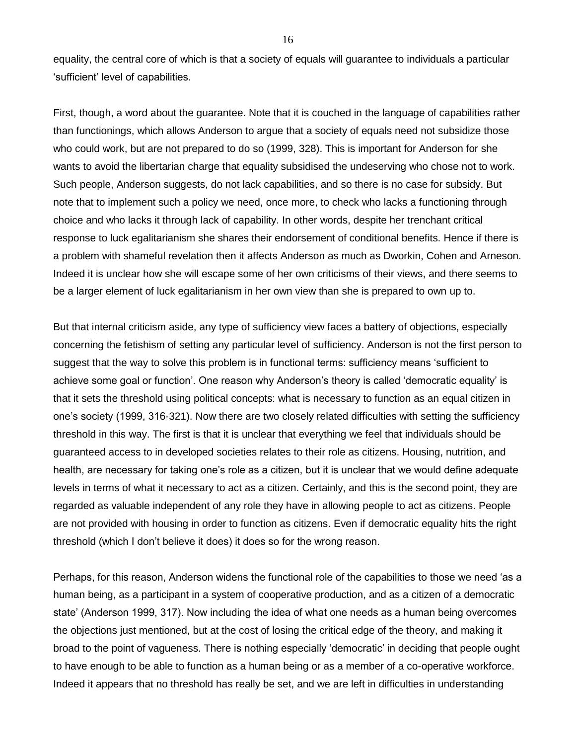equality, the central core of which is that a society of equals will guarantee to individuals a particular 'sufficient' level of capabilities.

First, though, a word about the guarantee. Note that it is couched in the language of capabilities rather than functionings, which allows Anderson to argue that a society of equals need not subsidize those who could work, but are not prepared to do so (1999, 328). This is important for Anderson for she wants to avoid the libertarian charge that equality subsidised the undeserving who chose not to work. Such people, Anderson suggests, do not lack capabilities, and so there is no case for subsidy. But note that to implement such a policy we need, once more, to check who lacks a functioning through choice and who lacks it through lack of capability. In other words, despite her trenchant critical response to luck egalitarianism she shares their endorsement of conditional benefits. Hence if there is a problem with shameful revelation then it affects Anderson as much as Dworkin, Cohen and Arneson. Indeed it is unclear how she will escape some of her own criticisms of their views, and there seems to be a larger element of luck egalitarianism in her own view than she is prepared to own up to.

But that internal criticism aside, any type of sufficiency view faces a battery of objections, especially concerning the fetishism of setting any particular level of sufficiency. Anderson is not the first person to suggest that the way to solve this problem is in functional terms: sufficiency means 'sufficient to achieve some goal or function'. One reason why Anderson's theory is called 'democratic equality' is that it sets the threshold using political concepts: what is necessary to function as an equal citizen in one's society (1999, 316-321). Now there are two closely related difficulties with setting the sufficiency threshold in this way. The first is that it is unclear that everything we feel that individuals should be guaranteed access to in developed societies relates to their role as citizens. Housing, nutrition, and health, are necessary for taking one's role as a citizen, but it is unclear that we would define adequate levels in terms of what it necessary to act as a citizen. Certainly, and this is the second point, they are regarded as valuable independent of any role they have in allowing people to act as citizens. People are not provided with housing in order to function as citizens. Even if democratic equality hits the right threshold (which I don't believe it does) it does so for the wrong reason.

Perhaps, for this reason, Anderson widens the functional role of the capabilities to those we need 'as a human being, as a participant in a system of cooperative production, and as a citizen of a democratic state' (Anderson 1999, 317). Now including the idea of what one needs as a human being overcomes the objections just mentioned, but at the cost of losing the critical edge of the theory, and making it broad to the point of vagueness. There is nothing especially 'democratic' in deciding that people ought to have enough to be able to function as a human being or as a member of a co-operative workforce. Indeed it appears that no threshold has really be set, and we are left in difficulties in understanding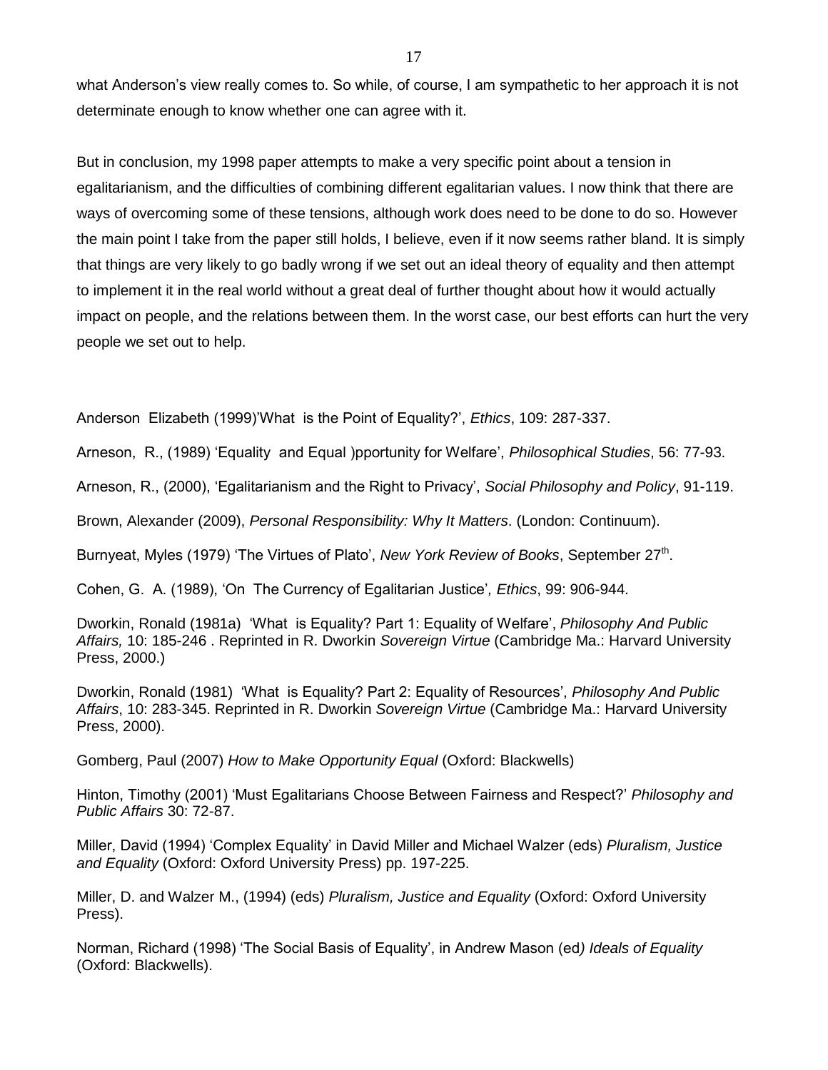what Anderson's view really comes to. So while, of course, I am sympathetic to her approach it is not determinate enough to know whether one can agree with it.

But in conclusion, my 1998 paper attempts to make a very specific point about a tension in egalitarianism, and the difficulties of combining different egalitarian values. I now think that there are ways of overcoming some of these tensions, although work does need to be done to do so. However the main point I take from the paper still holds, I believe, even if it now seems rather bland. It is simply that things are very likely to go badly wrong if we set out an ideal theory of equality and then attempt to implement it in the real world without a great deal of further thought about how it would actually impact on people, and the relations between them. In the worst case, our best efforts can hurt the very people we set out to help.

Anderson Elizabeth (1999)'What is the Point of Equality?', *Ethics*, 109: 287-337.

Arneson, R., (1989) 'Equality and Equal )pportunity for Welfare', *Philosophical Studies*, 56: 77-93.

Arneson, R., (2000), 'Egalitarianism and the Right to Privacy', *Social Philosophy and Policy*, 91-119.

Brown, Alexander (2009), *Personal Responsibility: Why It Matters*. (London: Continuum).

Burnyeat, Myles (1979) 'The Virtues of Plato', *New York Review of Books*, September 27th.

Cohen, G. A. (1989), 'On The Currency of Egalitarian Justice', *Ethics*, 99: 906-944.

Dworkin, Ronald (1981a) 'What is Equality? Part 1: Equality of Welfare', *Philosophy And Public Affairs,* 10: 185-246 . Reprinted in R. Dworkin *Sovereign Virtue* (Cambridge Ma.: Harvard University Press, 2000.)

Dworkin, Ronald (1981) 'What is Equality? Part 2: Equality of Resources', *Philosophy And Public Affairs*, 10: 283-345. Reprinted in R. Dworkin *Sovereign Virtue* (Cambridge Ma.: Harvard University Press, 2000).

Gomberg, Paul (2007) *How to Make Opportunity Equal* (Oxford: Blackwells)

Hinton, Timothy (2001) 'Must Egalitarians Choose Between Fairness and Respect?' *Philosophy and Public Affairs* 30: 72-87.

Miller, David (1994) 'Complex Equality' in David Miller and Michael Walzer (eds) *Pluralism, Justice and Equality* (Oxford: Oxford University Press) pp. 197-225.

Miller, D. and Walzer M., (1994) (eds) *Pluralism, Justice and Equality* (Oxford: Oxford University Press).

Norman, Richard (1998) 'The Social Basis of Equality', in Andrew Mason (ed*) Ideals of Equality* (Oxford: Blackwells).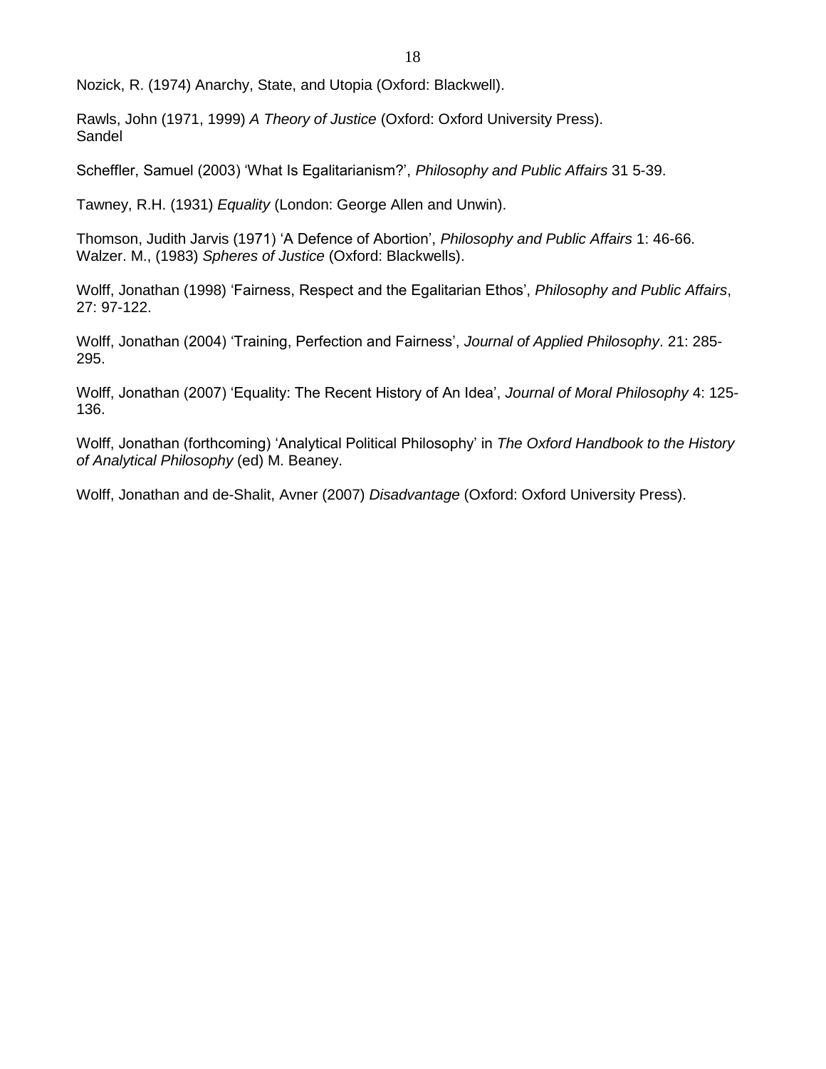Nozick, R. (1974) Anarchy, State, and Utopia (Oxford: Blackwell).

Rawls, John (1971, 1999) *A Theory of Justice* (Oxford: Oxford University Press).
Sandel

Scheffler, Samuel (2003) 'What Is Egalitarianism?', *Philosophy and Public Affairs* 31 5-39.

Tawney, R.H. (1931) *Equality* (London: George Allen and Unwin).

Thomson, Judith Jarvis (1971) 'A Defence of Abortion', *Philosophy and Public Affairs* 1: 46-66.
Walzer. M., (1983) *Spheres of Justice* (Oxford: Blackwells).

Wolff, Jonathan (1998) 'Fairness, Respect and the Egalitarian Ethos', *Philosophy and Public Affairs*, 27: 97-122.

Wolff, Jonathan (2004) 'Training, Perfection and Fairness', *Journal of Applied Philosophy*. 21: 285-295.

Wolff, Jonathan (2007) 'Equality: The Recent History of An Idea', *Journal of Moral Philosophy* 4: 125-136.

Wolff, Jonathan (forthcoming) 'Analytical Political Philosophy' in *The Oxford Handbook to the History of Analytical Philosophy* (ed) M. Beaney.

Wolff, Jonathan and de-Shalit, Avner (2007) *Disadvantage* (Oxford: Oxford University Press).